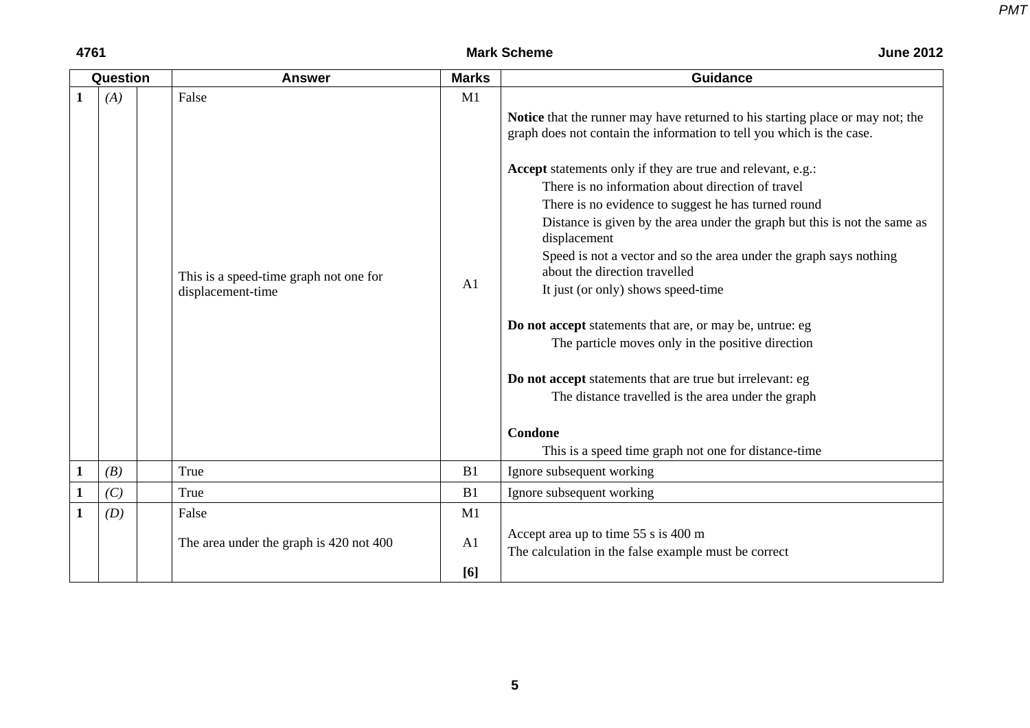4761 Mark Scheme June 2012

| Question | | | Answer | Marks | Guidance |
|---|---|---|---|---|---|
| 1 | *(A)* | | False<br><br>This is a speed-time graph not one for displacement-time | M1<br><br>A1 | **Notice** that the runner may have returned to his starting place or may not; the graph does not contain the information to tell you which is the case.<br><br>**Accept** statements only if they are true and relevant, e.g.:<br>There is no information about direction of travel<br>There is no evidence to suggest he has turned round<br>Distance is given by the area under the graph but this is not the same as displacement<br>Speed is not a vector and so the area under the graph says nothing about the direction travelled<br>It just (or only) shows speed-time<br><br>**Do not accept** statements that are, or may be, untrue: eg<br>The particle moves only in the positive direction<br><br>**Do not accept** statements that are true but irrelevant: eg<br>The distance travelled is the area under the graph<br><br>**Condone**<br>This is a speed time graph not one for distance-time |
| 1 | *(B)* | | True | B1 | Ignore subsequent working |
| 1 | *(C)* | | True | B1 | Ignore subsequent working |
| 1 | *(D)* | | False<br><br>The area under the graph is 420 not 400 | M1<br><br>A1<br><br>**[6]** | Accept area up to time 55 s is 400 m<br>The calculation in the false example must be correct |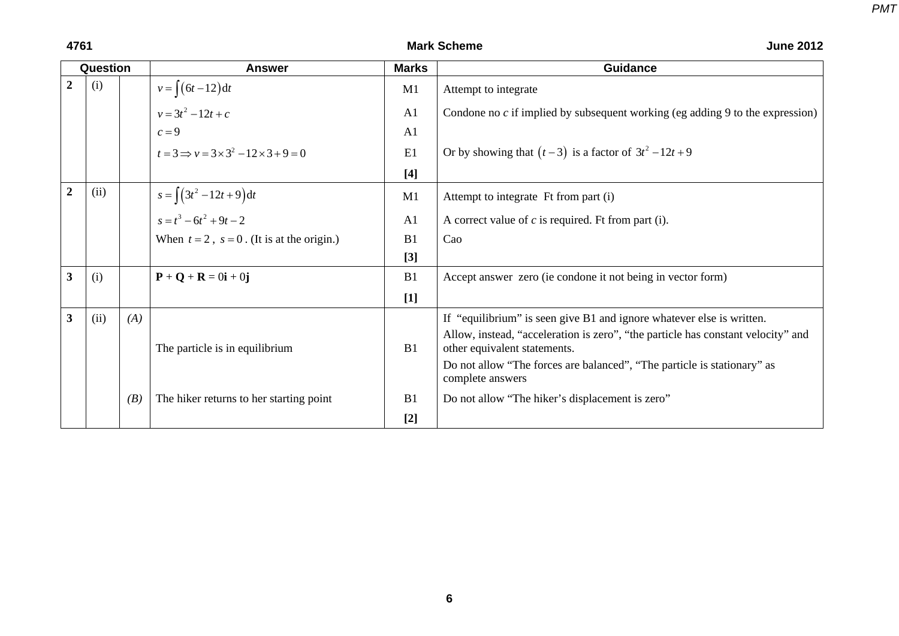| Question | | | Answer | Marks | Guidance |
|---|---|---|---|---|---|
| **2** | (i) | | $v = \int(6t - 12)\,\mathrm{d}t$ | M1 | Attempt to integrate |
| | | | $v = 3t^2 - 12t + c$ | A1 | Condone no *c* if implied by subsequent working (eg adding 9 to the expression) |
| | | | $c = 9$ | A1 | |
| | | | $t = 3 \Rightarrow v = 3 \times 3^2 - 12 \times 3 + 9 = 0$ | E1 | Or by showing that $(t-3)$ is a factor of $3t^2 - 12t + 9$ |
| | | | | **[4]** | |
| **2** | (ii) | | $s = \int(3t^2 - 12t + 9)\,\mathrm{d}t$ | M1 | Attempt to integrate Ft from part (i) |
| | | | $s = t^3 - 6t^2 + 9t - 2$ | A1 | A correct value of *c* is required. Ft from part (i). |
| | | | When $t = 2$, $s = 0$. (It is at the origin.) | B1 | Cao |
| | | | | **[3]** | |
| **3** | (i) | | **P** + **Q** + **R** = 0**i** + 0**j** | B1 | Accept answer zero (ie condone it not being in vector form) |
| | | | | **[1]** | |
| **3** | (ii) | *(A)* | The particle is in equilibrium | B1 | If "equilibrium" is seen give B1 and ignore whatever else is written. Allow, instead, "acceleration is zero", "the particle has constant velocity" and other equivalent statements. Do not allow "The forces are balanced", "The particle is stationary" as complete answers |
| | | *(B)* | The hiker returns to her starting point | B1 | Do not allow "The hiker's displacement is zero" |
| | | | | **[2]** | |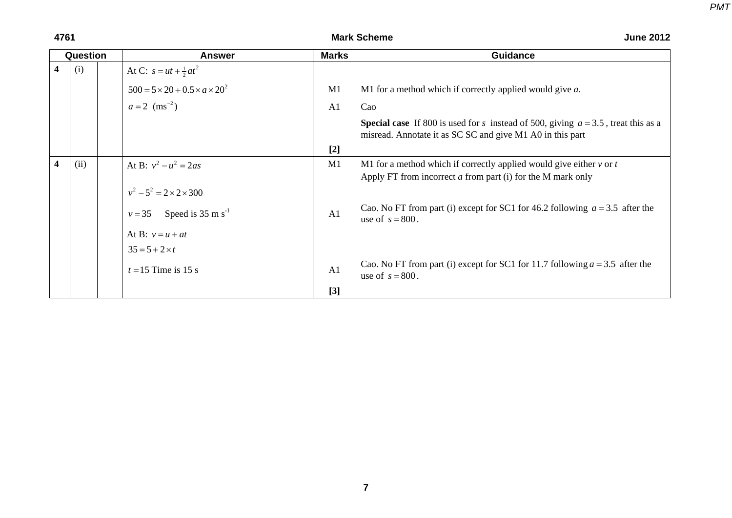| Question | | | Answer | Marks | Guidance |
|---|---|---|---|---|---|
| 4 | (i) | | At C: $s = ut + \frac{1}{2}at^2$ | | |
| | | | $500 = 5 \times 20 + 0.5 \times a \times 20^2$ | M1 | M1 for a method which if correctly applied would give *a*. |
| | | | $a = 2$ $(\text{ms}^{-2})$ | A1 | Cao |
| | | | | | **Special case** If 800 is used for $s$ instead of 500, giving $a = 3.5$, treat this as a misread. Annotate it as SC SC and give M1 A0 in this part |
| | | | | **[2]** | |
| 4 | (ii) | | At B: $v^2 - u^2 = 2as$ | M1 | M1 for a method which if correctly applied would give either $v$ or $t$<br>Apply FT from incorrect $a$ from part (i) for the M mark only |
| | | | $v^2 - 5^2 = 2 \times 2 \times 300$ | | |
| | | | $v = 35$ Speed is 35 m s$^{-1}$ | A1 | Cao. No FT from part (i) except for SC1 for 46.2 following $a = 3.5$ after the use of $s = 800$. |
| | | | At B: $v = u + at$ | | |
| | | | $35 = 5 + 2 \times t$ | | |
| | | | $t = 15$ Time is 15 s | A1 | Cao. No FT from part (i) except for SC1 for 11.7 following $a = 3.5$ after the use of $s = 800$. |
| | | | | **[3]** | |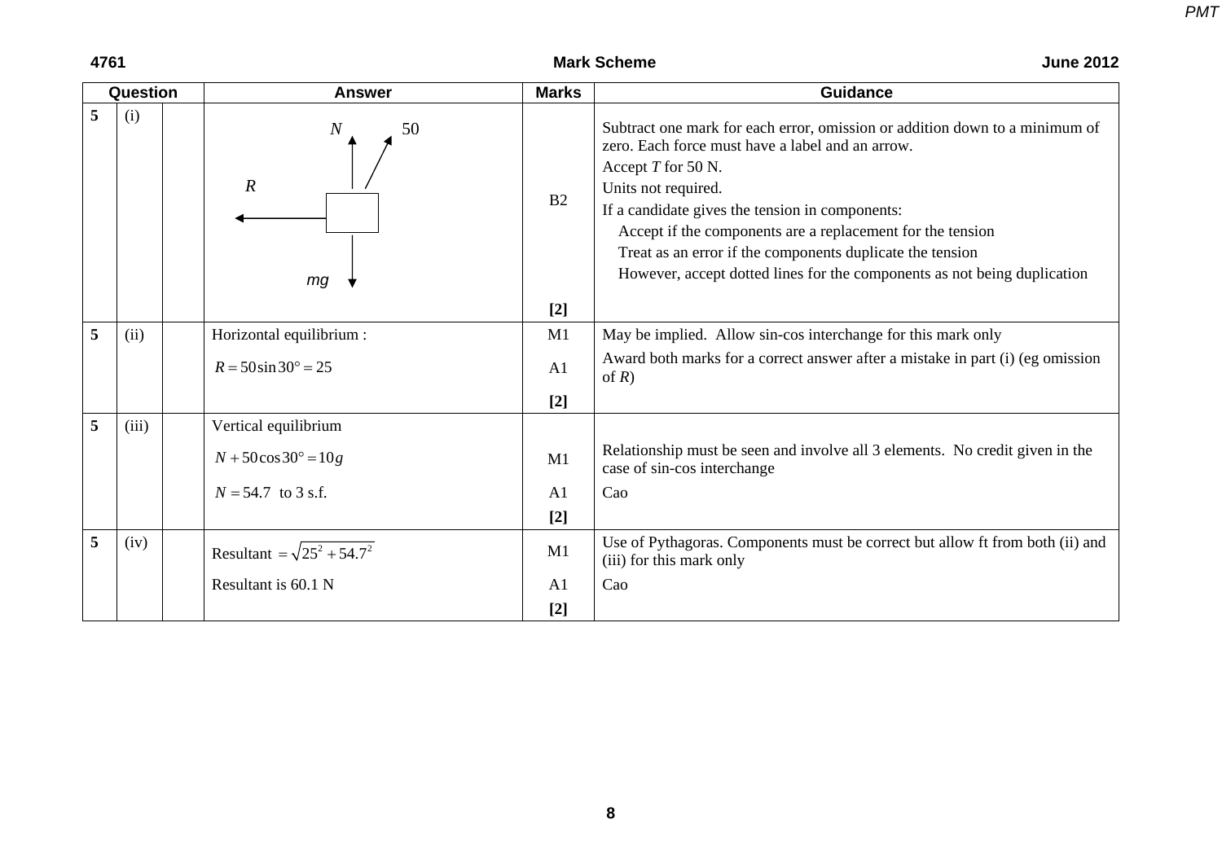| Question | | | Answer | Marks | Guidance |
|---|---|---|---|---|---|
| 5 | (i) | | Force diagram: block with forces $N$ (vertically up), 50 (at an angle to the vertical), $R$ (horizontally to the left), $mg$ (vertically down) | B2 | Subtract one mark for each error, omission or addition down to a minimum of zero. Each force must have a label and an arrow. Accept $T$ for 50 N. Units not required. If a candidate gives the tension in components: Accept if the components are a replacement for the tension. Treat as an error if the components duplicate the tension. However, accept dotted lines for the components as not being duplication |
| | | | | [2] | |
| 5 | (ii) | | Horizontal equilibrium : | M1 | May be implied. Allow sin-cos interchange for this mark only |
| | | | $R = 50\sin 30° = 25$ | A1 | Award both marks for a correct answer after a mistake in part (i) (eg omission of $R$) |
| | | | | [2] | |
| 5 | (iii) | | Vertical equilibrium | | |
| | | | $N + 50\cos 30° = 10g$ | M1 | Relationship must be seen and involve all 3 elements. No credit given in the case of sin-cos interchange |
| | | | $N = 54.7$ to 3 s.f. | A1 | Cao |
| | | | | [2] | |
| 5 | (iv) | | Resultant $= \sqrt{25^2 + 54.7^2}$ | M1 | Use of Pythagoras. Components must be correct but allow ft from both (ii) and (iii) for this mark only |
| | | | Resultant is 60.1 N | A1 | Cao |
| | | | | [2] | |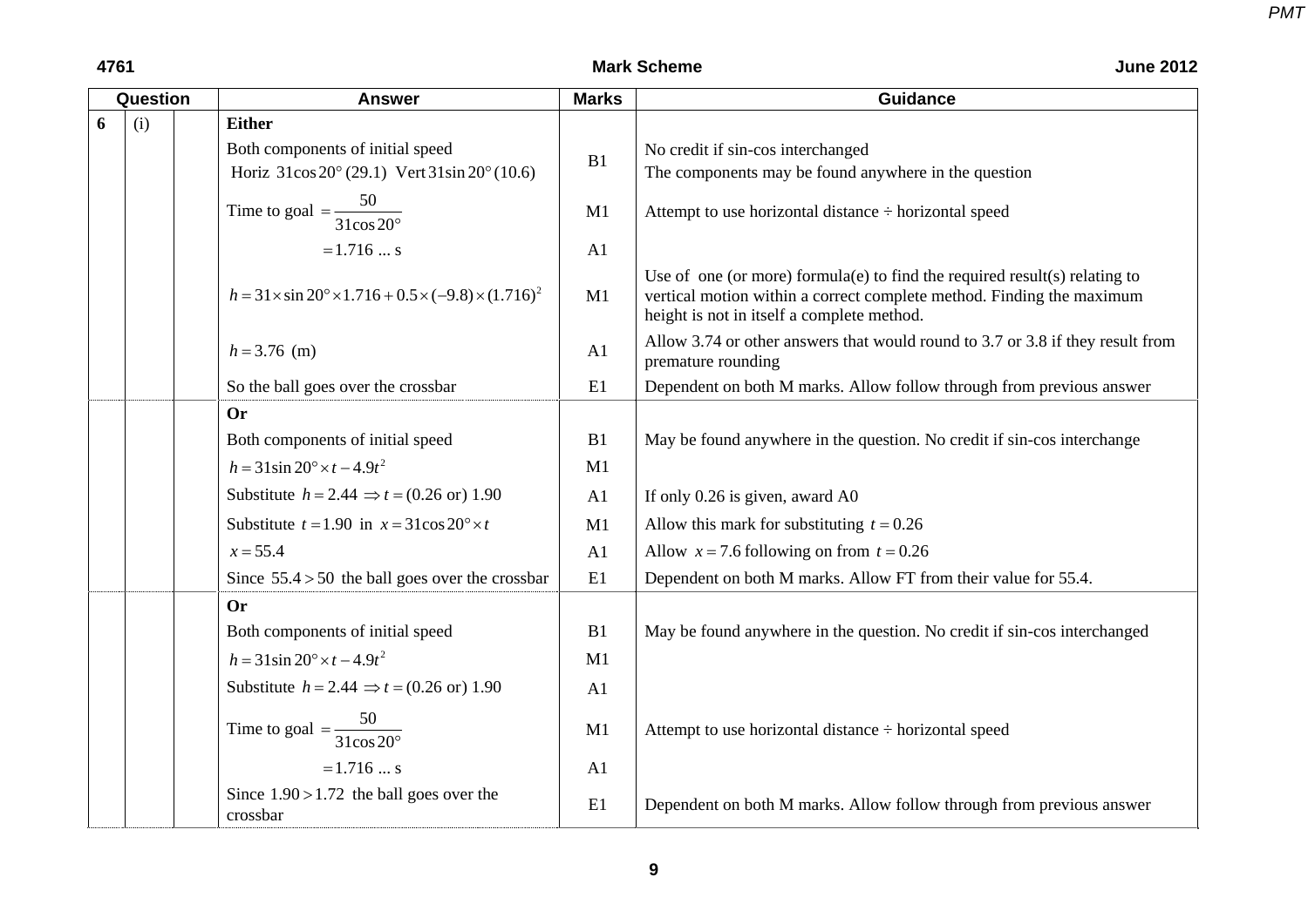| Question | | | Answer | Marks | Guidance |
|---|---|---|---|---|---|
| 6 | (i) | | **Either** | | |
| | | | Both components of initial speed<br>Horiz $31\cos 20°$ (29.1) Vert $31\sin 20°$ (10.6) | B1 | No credit if sin-cos interchanged<br>The components may be found anywhere in the question |
| | | | Time to goal $=\dfrac{50}{31\cos 20°}$ | M1 | Attempt to use horizontal distance ÷ horizontal speed |
| | | | $=1.716\ ...$ s | A1 | |
| | | | $h=31\times\sin 20°\times 1.716+0.5\times(-9.8)\times(1.716)^2$ | M1 | Use of one (or more) formula(e) to find the required result(s) relating to vertical motion within a correct complete method. Finding the maximum height is not in itself a complete method. |
| | | | $h=3.76$ (m) | A1 | Allow 3.74 or other answers that would round to 3.7 or 3.8 if they result from premature rounding |
| | | | So the ball goes over the crossbar | E1 | Dependent on both M marks. Allow follow through from previous answer |
| | | | **Or** | | |
| | | | Both components of initial speed | B1 | May be found anywhere in the question. No credit if sin-cos interchange |
| | | | $h=31\sin 20°\times t-4.9t^2$ | M1 | |
| | | | Substitute $h=2.44\Rightarrow t=(0.26$ or$)\ 1.90$ | A1 | If only 0.26 is given, award A0 |
| | | | Substitute $t=1.90$ in $x=31\cos 20°\times t$ | M1 | Allow this mark for substituting $t=0.26$ |
| | | | $x=55.4$ | A1 | Allow $x=7.6$ following on from $t=0.26$ |
| | | | Since $55.4>50$ the ball goes over the crossbar | E1 | Dependent on both M marks. Allow FT from their value for 55.4. |
| | | | **Or** | | |
| | | | Both components of initial speed | B1 | May be found anywhere in the question. No credit if sin-cos interchanged |
| | | | $h=31\sin 20°\times t-4.9t^2$ | M1 | |
| | | | Substitute $h=2.44\Rightarrow t=(0.26$ or$)\ 1.90$ | A1 | |
| | | | Time to goal $=\dfrac{50}{31\cos 20°}$ | M1 | Attempt to use horizontal distance ÷ horizontal speed |
| | | | $=1.716\ ...$ s | A1 | |
| | | | Since $1.90>1.72$ the ball goes over the crossbar | E1 | Dependent on both M marks. Allow follow through from previous answer |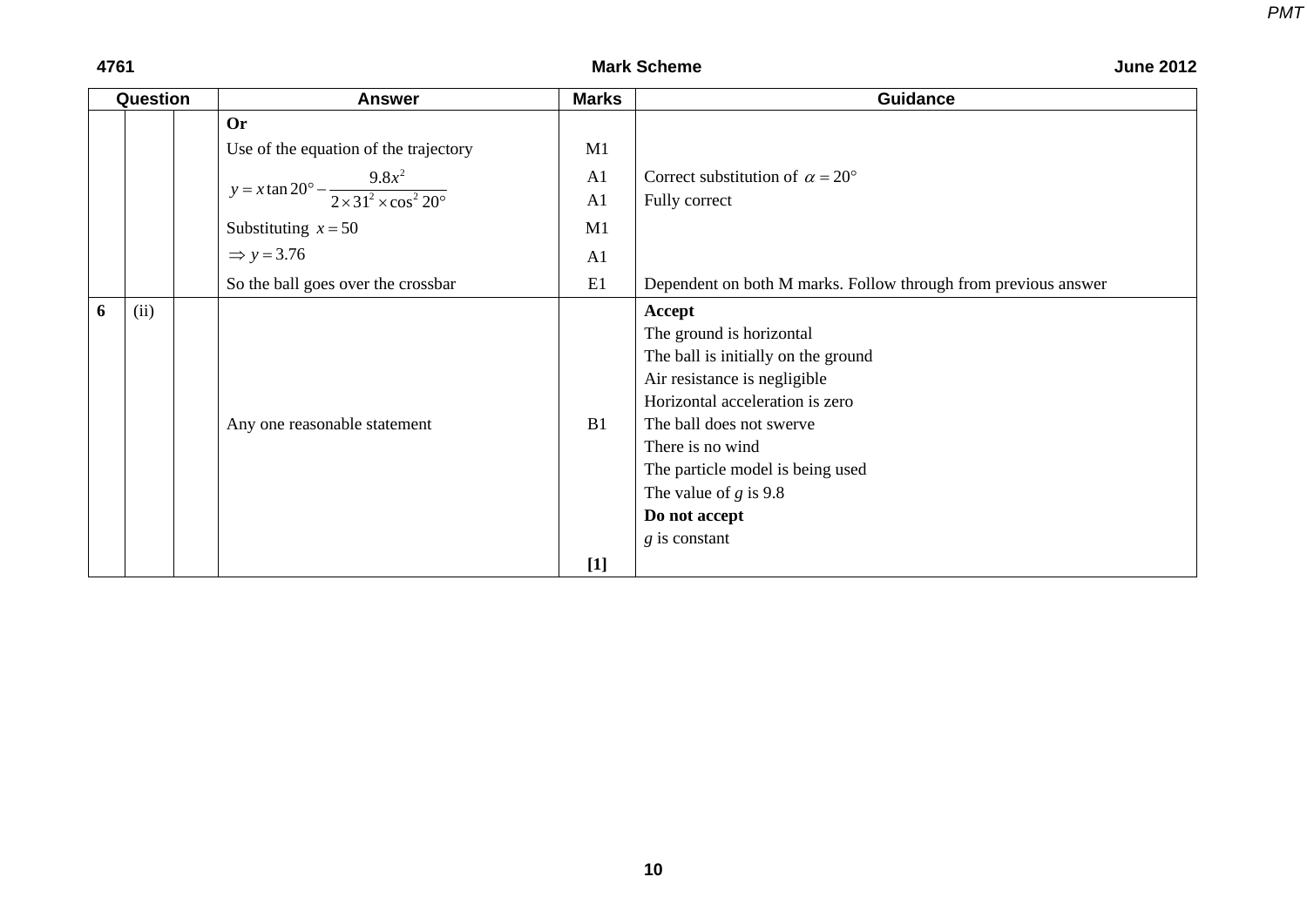| Question | | | Answer | Marks | Guidance |
|---|---|---|---|---|---|
| | | | **Or** | | |
| | | | Use of the equation of the trajectory | M1 | |
| | | | $y = x\tan 20° - \dfrac{9.8x^2}{2 \times 31^2 \times \cos^2 20°}$ | A1<br>A1 | Correct substitution of $\alpha = 20°$<br>Fully correct |
| | | | Substituting $x = 50$ | M1 | |
| | | | $\Rightarrow y = 3.76$ | A1 | |
| | | | So the ball goes over the crossbar | E1 | Dependent on both M marks. Follow through from previous answer |
| 6 | (ii) | | Any one reasonable statement | B1<br><br>**[1]** | **Accept**<br>The ground is horizontal<br>The ball is initially on the ground<br>Air resistance is negligible<br>Horizontal acceleration is zero<br>The ball does not swerve<br>There is no wind<br>The particle model is being used<br>The value of $g$ is 9.8<br>**Do not accept**<br>$g$ is constant |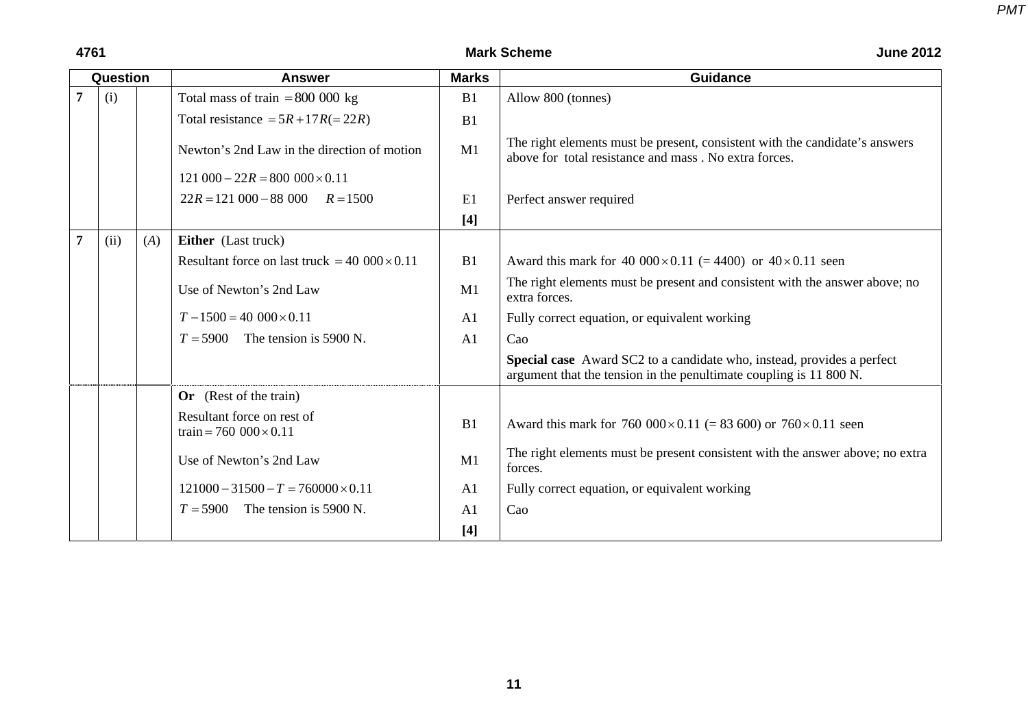| Question | | | Answer | Marks | Guidance |
|---|---|---|---|---|---|
| 7 | (i) | | Total mass of train $= 800\ 000$ kg | B1 | Allow 800 (tonnes) |
| | | | Total resistance $= 5R + 17R (= 22R)$ | B1 | |
| | | | Newton's 2nd Law in the direction of motion | M1 | The right elements must be present, consistent with the candidate's answers above for total resistance and mass . No extra forces. |
| | | | $121\ 000 - 22R = 800\ 000 \times 0.11$ | | |
| | | | $22R = 121\ 000 - 88\ 000 \quad R = 1500$ | E1 | Perfect answer required |
| | | | | **[4]** | |
| 7 | (ii) | (*A*) | **Either** (Last truck) | | |
| | | | Resultant force on last truck $= 40\ 000 \times 0.11$ | B1 | Award this mark for $40\ 000 \times 0.11$ (= 4400) or $40 \times 0.11$ seen |
| | | | Use of Newton's 2nd Law | M1 | The right elements must be present and consistent with the answer above; no extra forces. |
| | | | $T - 1500 = 40\ 000 \times 0.11$ | A1 | Fully correct equation, or equivalent working |
| | | | $T = 5900$ The tension is 5900 N. | A1 | Cao |
| | | | | | **Special case** Award SC2 to a candidate who, instead, provides a perfect argument that the tension in the penultimate coupling is 11 800 N. |
| | | | **Or** (Rest of the train) | | |
| | | | Resultant force on rest of train $= 760\ 000 \times 0.11$ | B1 | Award this mark for $760\ 000 \times 0.11$ (= 83 600) or $760 \times 0.11$ seen |
| | | | Use of Newton's 2nd Law | M1 | The right elements must be present consistent with the answer above; no extra forces. |
| | | | $121000 - 31500 - T = 760000 \times 0.11$ | A1 | Fully correct equation, or equivalent working |
| | | | $T = 5900$ The tension is 5900 N. | A1 | Cao |
| | | | | **[4]** | |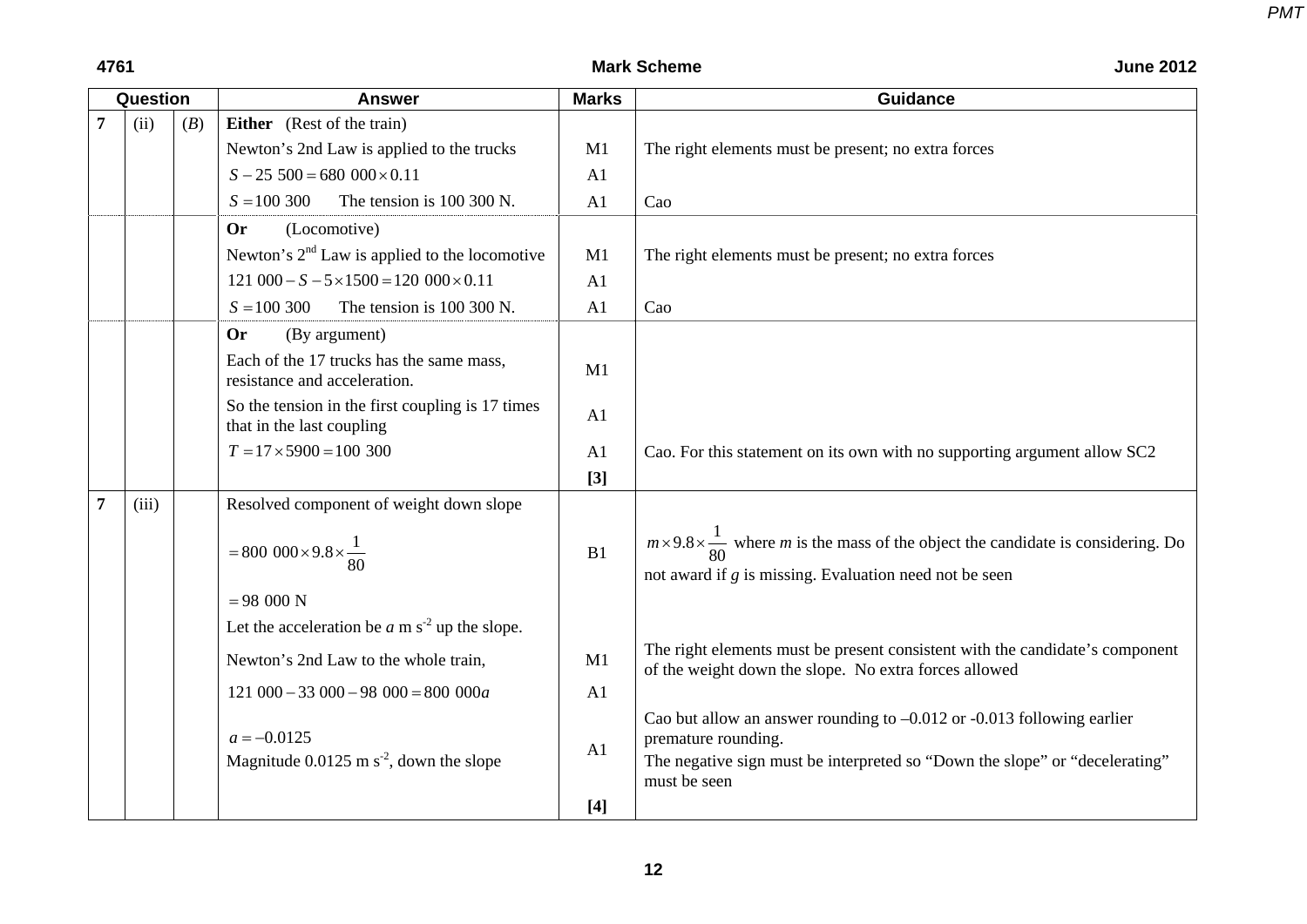| Question | | | Answer | Marks | Guidance |
|---|---|---|---|---|---|
| 7 | (ii) | (*B*) | **Either** (Rest of the train) | | |
| | | | Newton's 2nd Law is applied to the trucks | M1 | The right elements must be present; no extra forces |
| | | | $S - 25\ 500 = 680\ 000 \times 0.11$ | A1 | |
| | | | $S = 100\ 300$ The tension is 100 300 N. | A1 | Cao |
| | | | **Or** (Locomotive) | | |
| | | | Newton's 2nd Law is applied to the locomotive | M1 | The right elements must be present; no extra forces |
| | | | $121\ 000 - S - 5 \times 1500 = 120\ 000 \times 0.11$ | A1 | |
| | | | $S = 100\ 300$ The tension is 100 300 N. | A1 | Cao |
| | | | **Or** (By argument) | | |
| | | | Each of the 17 trucks has the same mass, resistance and acceleration. | M1 | |
| | | | So the tension in the first coupling is 17 times that in the last coupling | A1 | |
| | | | $T = 17 \times 5900 = 100\ 300$ | A1 | Cao. For this statement on its own with no supporting argument allow SC2 |
| | | | | **[3]** | |
| 7 | (iii) | | Resolved component of weight down slope | | |
| | | | $= 800\ 000 \times 9.8 \times \frac{1}{80}$ | B1 | $m \times 9.8 \times \frac{1}{80}$ where *m* is the mass of the object the candidate is considering. Do not award if *g* is missing. Evaluation need not be seen |
| | | | $= 98\ 000$ N | | |
| | | | Let the acceleration be *a* m s$^{-2}$ up the slope. | | |
| | | | Newton's 2nd Law to the whole train, | M1 | The right elements must be present consistent with the candidate's component of the weight down the slope. No extra forces allowed |
| | | | $121\ 000 - 33\ 000 - 98\ 000 = 800\ 000a$ | A1 | |
| | | | $a = -0.0125$<br>Magnitude 0.0125 m s$^{-2}$, down the slope | A1 | Cao but allow an answer rounding to –0.012 or -0.013 following earlier premature rounding.<br>The negative sign must be interpreted so "Down the slope" or "decelerating" must be seen |
| | | | | **[4]** | |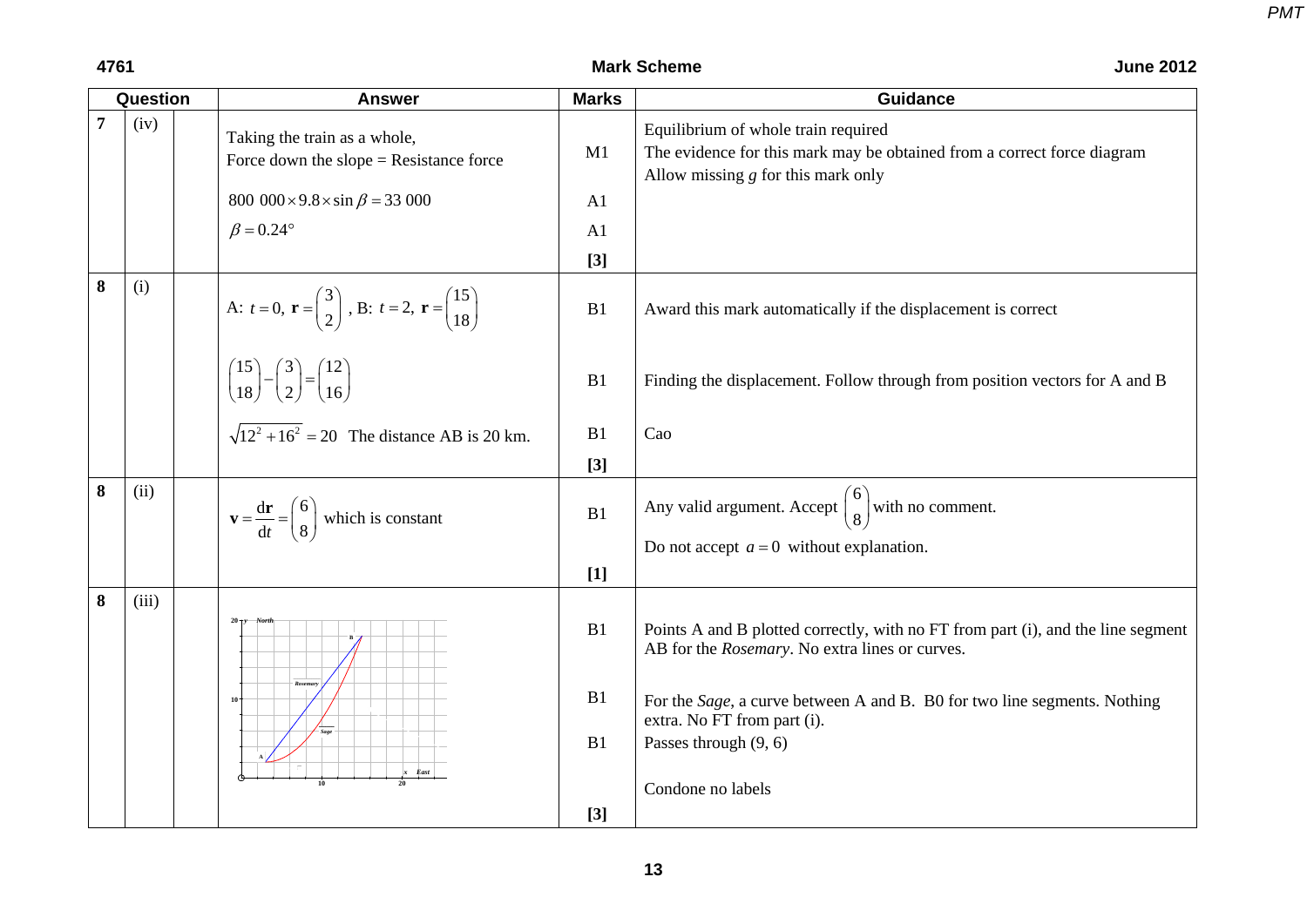| Question | | | Answer | Marks | Guidance |
|---|---|---|---|---|---|
| 7 | (iv) | | Taking the train as a whole, Force down the slope = Resistance force | M1 | Equilibrium of whole train required. The evidence for this mark may be obtained from a correct force diagram. Allow missing $g$ for this mark only |
| | | | $800\ 000 \times 9.8 \times \sin\beta = 33\ 000$ | A1 | |
| | | | $\beta = 0.24°$ | A1 | |
| | | | | [3] | |
| 8 | (i) | | A: $t = 0$, $\mathbf{r} = \begin{pmatrix} 3 \\ 2 \end{pmatrix}$, B: $t = 2$, $\mathbf{r} = \begin{pmatrix} 15 \\ 18 \end{pmatrix}$ | B1 | Award this mark automatically if the displacement is correct |
| | | | $\begin{pmatrix} 15 \\ 18 \end{pmatrix} - \begin{pmatrix} 3 \\ 2 \end{pmatrix} = \begin{pmatrix} 12 \\ 16 \end{pmatrix}$ | B1 | Finding the displacement. Follow through from position vectors for A and B |
| | | | $\sqrt{12^2 + 16^2} = 20$ The distance AB is 20 km. | B1 | Cao |
| | | | | [3] | |
| 8 | (ii) | | $\mathbf{v} = \frac{d\mathbf{r}}{dt} = \begin{pmatrix} 6 \\ 8 \end{pmatrix}$ which is constant | B1 | Any valid argument. Accept $\begin{pmatrix} 6 \\ 8 \end{pmatrix}$ with no comment. Do not accept $a = 0$ without explanation. |
| | | | | [1] | |
| 8 | (iii) | | 20 y North; B; Rosemary; 10; Sage; A; O; 10; 20; x East | B1 | Points A and B plotted correctly, with no FT from part (i), and the line segment AB for the *Rosemary*. No extra lines or curves. |
| | | | | B1 | For the *Sage*, a curve between A and B. B0 for two line segments. Nothing extra. No FT from part (i). |
| | | | | B1 | Passes through (9, 6) |
| | | | | | Condone no labels |
| | | | | [3] | |